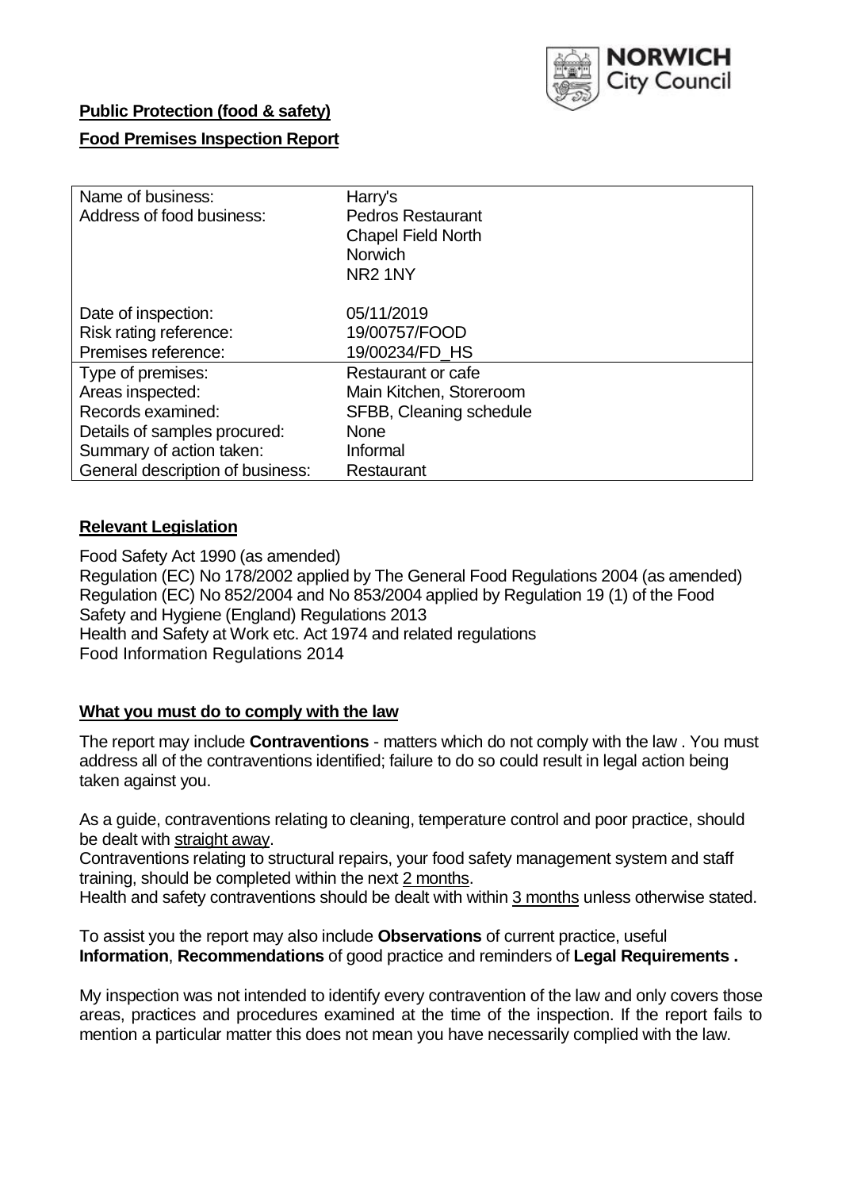NORWICH City Council

**Public Protection (food & safety)**

**Food Premises Inspection Report**

| Name of business: | Harry's |
|---|---|
| Address of food business: | Pedros Restaurant<br>Chapel Field North<br>Norwich<br>NR2 1NY |
| Date of inspection: | 05/11/2019 |
| Risk rating reference: | 19/00757/FOOD |
| Premises reference: | 19/00234/FD_HS |
| Type of premises: | Restaurant or cafe |
| Areas inspected: | Main Kitchen, Storeroom |
| Records examined: | SFBB, Cleaning schedule |
| Details of samples procured: | None |
| Summary of action taken: | Informal |
| General description of business: | Restaurant |

## Relevant Legislation

Food Safety Act 1990 (as amended)
Regulation (EC) No 178/2002 applied by The General Food Regulations 2004 (as amended)
Regulation (EC) No 852/2004 and No 853/2004 applied by Regulation 19 (1) of the Food Safety and Hygiene (England) Regulations 2013
Health and Safety at Work etc. Act 1974 and related regulations
Food Information Regulations 2014

## What you must do to comply with the law

The report may include **Contraventions** - matters which do not comply with the law . You must address all of the contraventions identified; failure to do so could result in legal action being taken against you.

As a guide, contraventions relating to cleaning, temperature control and poor practice, should be dealt with straight away.

Contraventions relating to structural repairs, your food safety management system and staff training, should be completed within the next 2 months.

Health and safety contraventions should be dealt with within 3 months unless otherwise stated.

To assist you the report may also include **Observations** of current practice, useful **Information**, **Recommendations** of good practice and reminders of **Legal Requirements .**

My inspection was not intended to identify every contravention of the law and only covers those areas, practices and procedures examined at the time of the inspection. If the report fails to mention a particular matter this does not mean you have necessarily complied with the law.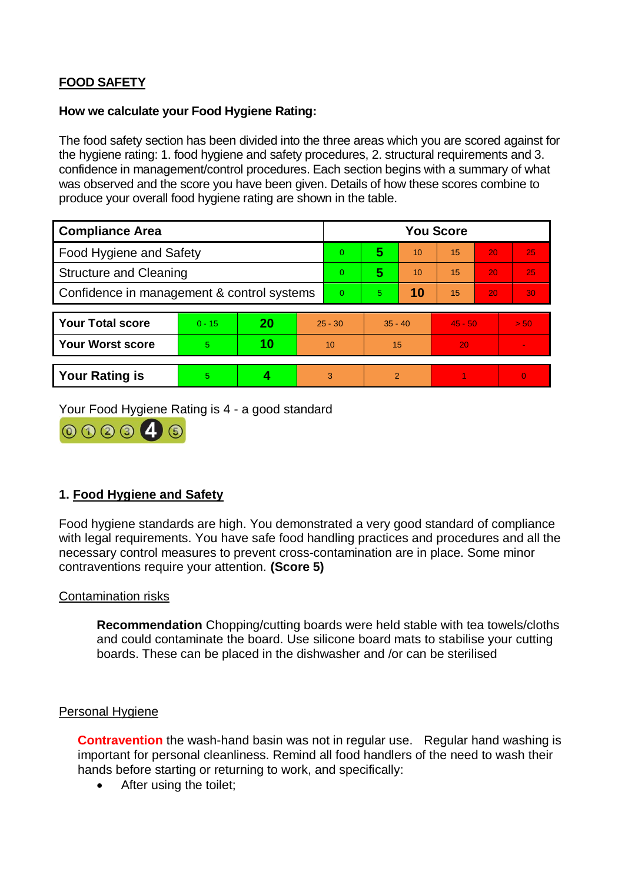**FOOD SAFETY**

**How we calculate your Food Hygiene Rating:**

The food safety section has been divided into the three areas which you are scored against for the hygiene rating: 1. food hygiene and safety procedures, 2. structural requirements and 3. confidence in management/control procedures. Each section begins with a summary of what was observed and the score you have been given. Details of how these scores combine to produce your overall food hygiene rating are shown in the table.

| Compliance Area | You Score | | | | | |
|---|---|---|---|---|---|---|
| Food Hygiene and Safety | 0 | **5** | 10 | 15 | 20 | 25 |
| Structure and Cleaning | 0 | **5** | 10 | 15 | 20 | 25 |
| Confidence in management & control systems | 0 | 5 | **10** | 15 | 20 | 30 |

| | | | | | | |
|---|---|---|---|---|---|---|
| **Your Total score** | 0 - 15 | **20** | 25 - 30 | 35 - 40 | 45 - 50 | > 50 |
| **Your Worst score** | 5 | **10** | 10 | 15 | 20 | - |

| | | | | | | |
|---|---|---|---|---|---|---|
| **Your Rating is** | 5 | **4** | 3 | 2 | 1 | 0 |

Your Food Hygiene Rating is 4 - a good standard

## 1. Food Hygiene and Safety

Food hygiene standards are high. You demonstrated a very good standard of compliance with legal requirements. You have safe food handling practices and procedures and all the necessary control measures to prevent cross-contamination are in place. Some minor contraventions require your attention. **(Score 5)**

Contamination risks

**Recommendation** Chopping/cutting boards were held stable with tea towels/cloths and could contaminate the board. Use silicone board mats to stabilise your cutting boards. These can be placed in the dishwasher and /or can be sterilised

Personal Hygiene

**Contravention** the wash-hand basin was not in regular use. Regular hand washing is important for personal cleanliness. Remind all food handlers of the need to wash their hands before starting or returning to work, and specifically:

- After using the toilet;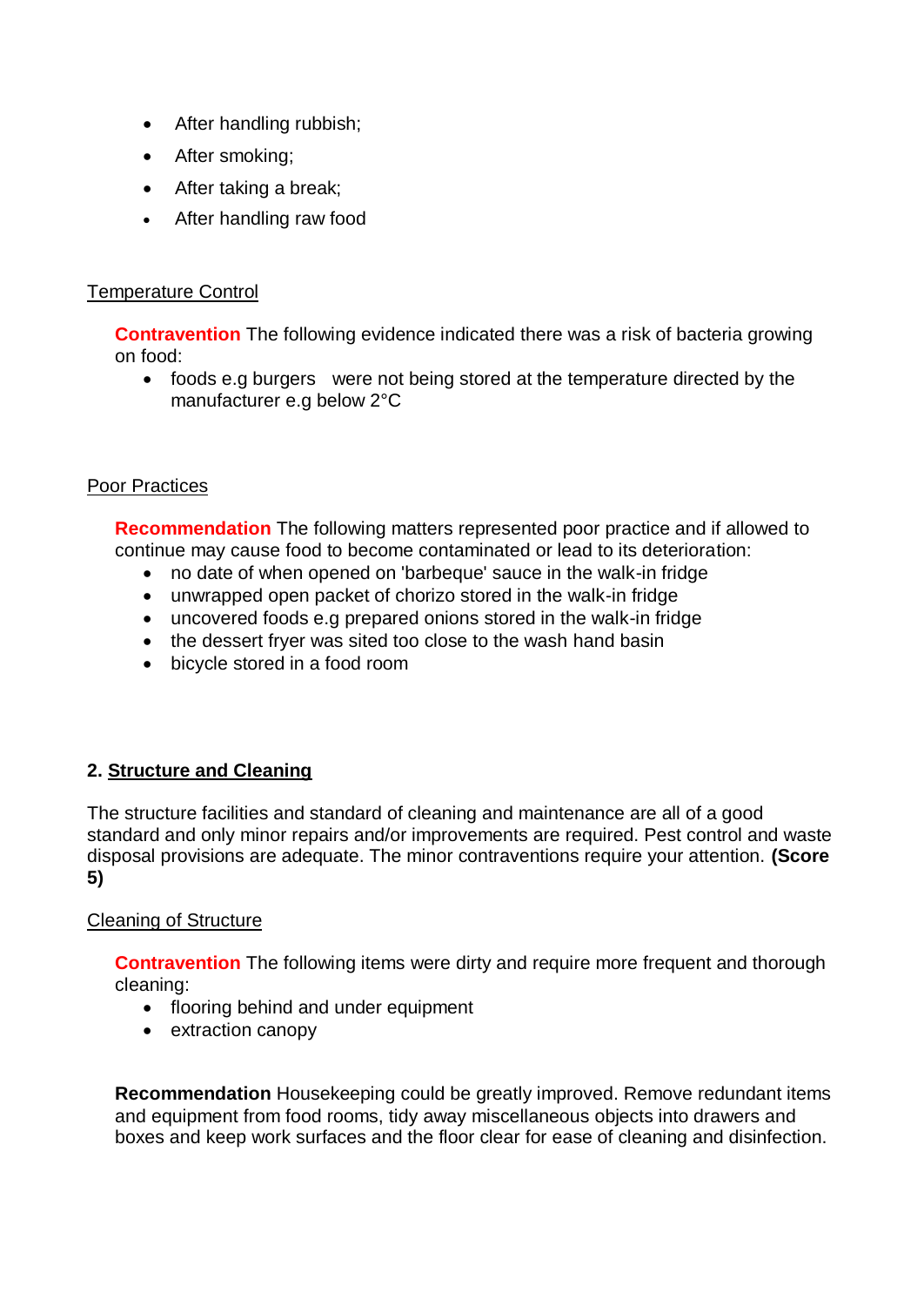- After handling rubbish;
- After smoking;
- After taking a break;
- After handling raw food

Temperature Control

**Contravention** The following evidence indicated there was a risk of bacteria growing on food:

- foods e.g burgers  were not being stored at the temperature directed by the manufacturer e.g below 2°C

Poor Practices

**Recommendation** The following matters represented poor practice and if allowed to continue may cause food to become contaminated or lead to its deterioration:

- no date of when opened on 'barbeque' sauce in the walk-in fridge
- unwrapped open packet of chorizo stored in the walk-in fridge
- uncovered foods e.g prepared onions stored in the walk-in fridge
- the dessert fryer was sited too close to the wash hand basin
- bicycle stored in a food room

## 2. Structure and Cleaning

The structure facilities and standard of cleaning and maintenance are all of a good standard and only minor repairs and/or improvements are required. Pest control and waste disposal provisions are adequate. The minor contraventions require your attention. **(Score 5)**

Cleaning of Structure

**Contravention** The following items were dirty and require more frequent and thorough cleaning:

- flooring behind and under equipment
- extraction canopy

**Recommendation** Housekeeping could be greatly improved. Remove redundant items and equipment from food rooms, tidy away miscellaneous objects into drawers and boxes and keep work surfaces and the floor clear for ease of cleaning and disinfection.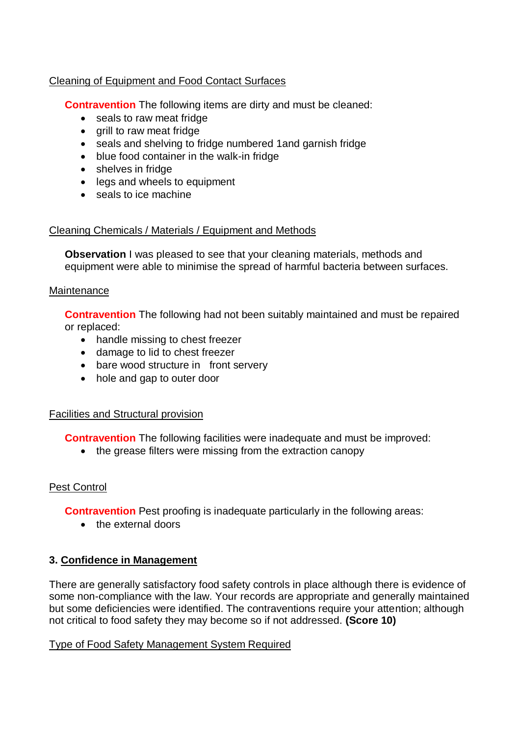Cleaning of Equipment and Food Contact Surfaces

**Contravention** The following items are dirty and must be cleaned:

- seals to raw meat fridge
- grill to raw meat fridge
- seals and shelving to fridge numbered 1and garnish fridge
- blue food container in the walk-in fridge
- shelves in fridge
- legs and wheels to equipment
- seals to ice machine

Cleaning Chemicals / Materials / Equipment and Methods

**Observation** I was pleased to see that your cleaning materials, methods and equipment were able to minimise the spread of harmful bacteria between surfaces.

Maintenance

**Contravention** The following had not been suitably maintained and must be repaired or replaced:

- handle missing to chest freezer
- damage to lid to chest freezer
- bare wood structure in front servery
- hole and gap to outer door

Facilities and Structural provision

**Contravention** The following facilities were inadequate and must be improved:

- the grease filters were missing from the extraction canopy

Pest Control

**Contravention** Pest proofing is inadequate particularly in the following areas:

- the external doors

## 3. Confidence in Management

There are generally satisfactory food safety controls in place although there is evidence of some non-compliance with the law. Your records are appropriate and generally maintained but some deficiencies were identified. The contraventions require your attention; although not critical to food safety they may become so if not addressed. **(Score 10)**

Type of Food Safety Management System Required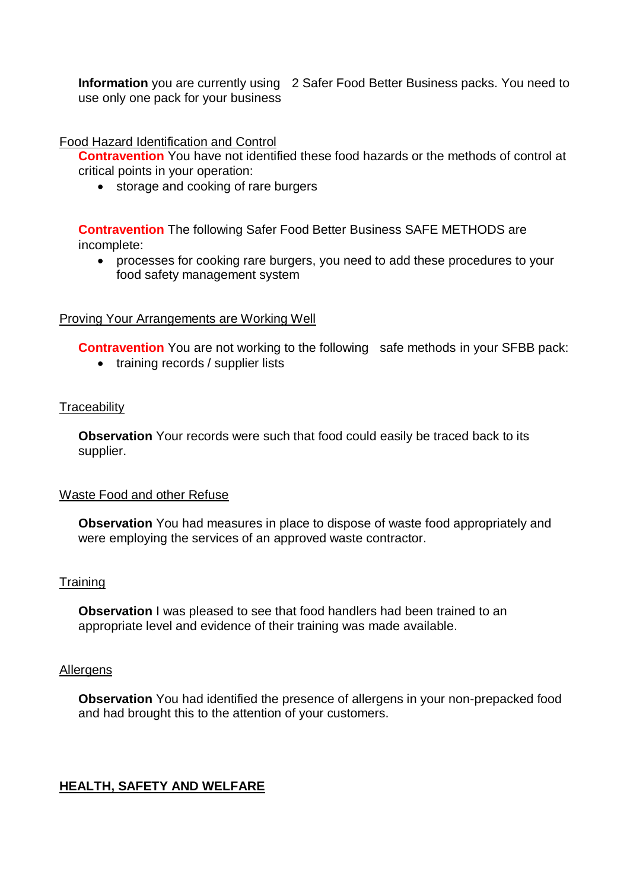**Information** you are currently using 2 Safer Food Better Business packs. You need to use only one pack for your business

Food Hazard Identification and Control

**Contravention** You have not identified these food hazards or the methods of control at critical points in your operation:

- storage and cooking of rare burgers

**Contravention** The following Safer Food Better Business SAFE METHODS are incomplete:

- processes for cooking rare burgers, you need to add these procedures to your food safety management system

Proving Your Arrangements are Working Well

**Contravention** You are not working to the following safe methods in your SFBB pack:

- training records / supplier lists

Traceability

**Observation** Your records were such that food could easily be traced back to its supplier.

Waste Food and other Refuse

**Observation** You had measures in place to dispose of waste food appropriately and were employing the services of an approved waste contractor.

Training

**Observation** I was pleased to see that food handlers had been trained to an appropriate level and evidence of their training was made available.

Allergens

**Observation** You had identified the presence of allergens in your non-prepacked food and had brought this to the attention of your customers.

## HEALTH, SAFETY AND WELFARE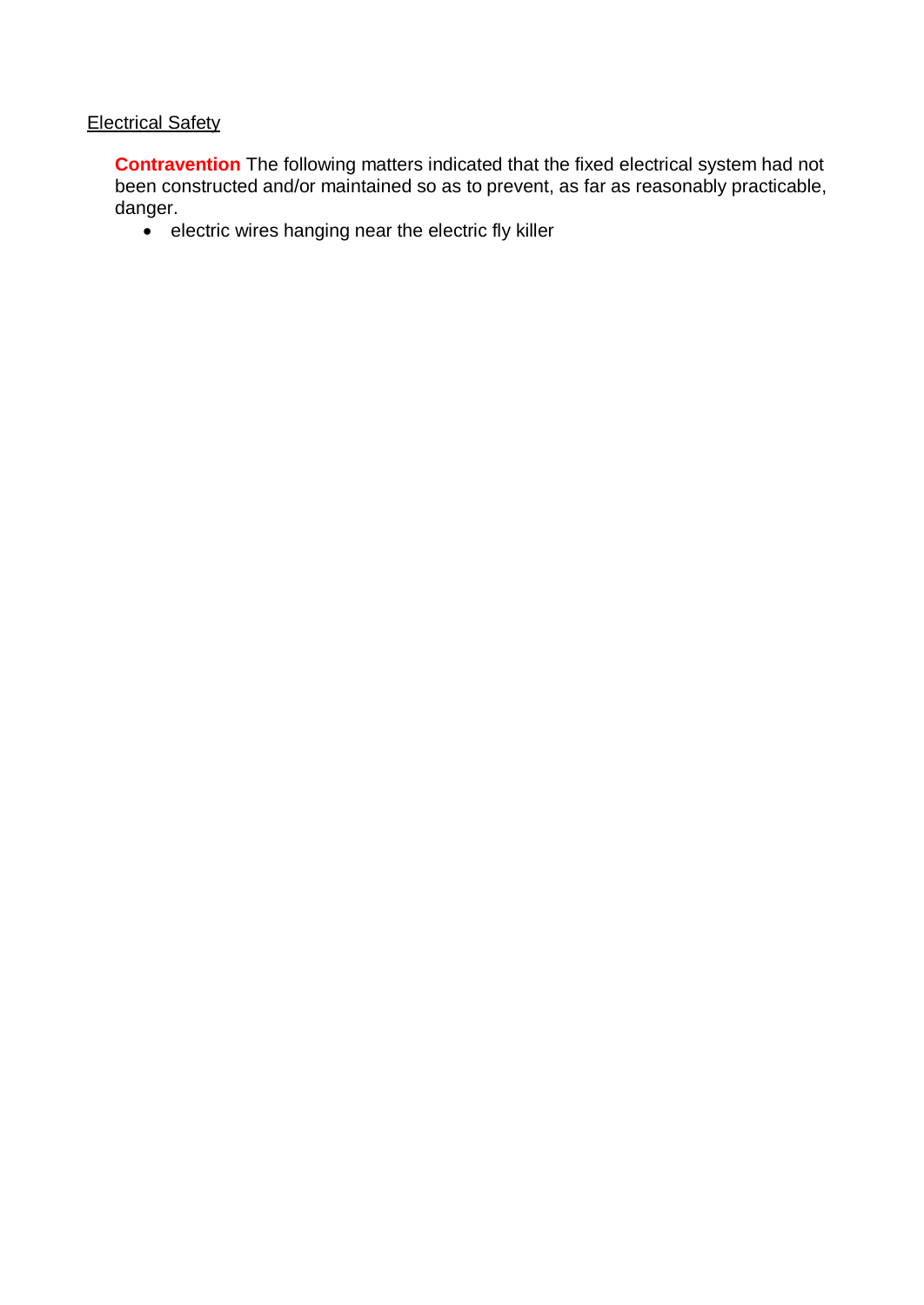<u>Electrical Safety</u>

**Contravention** The following matters indicated that the fixed electrical system had not been constructed and/or maintained so as to prevent, as far as reasonably practicable, danger.

- electric wires hanging near the electric fly killer